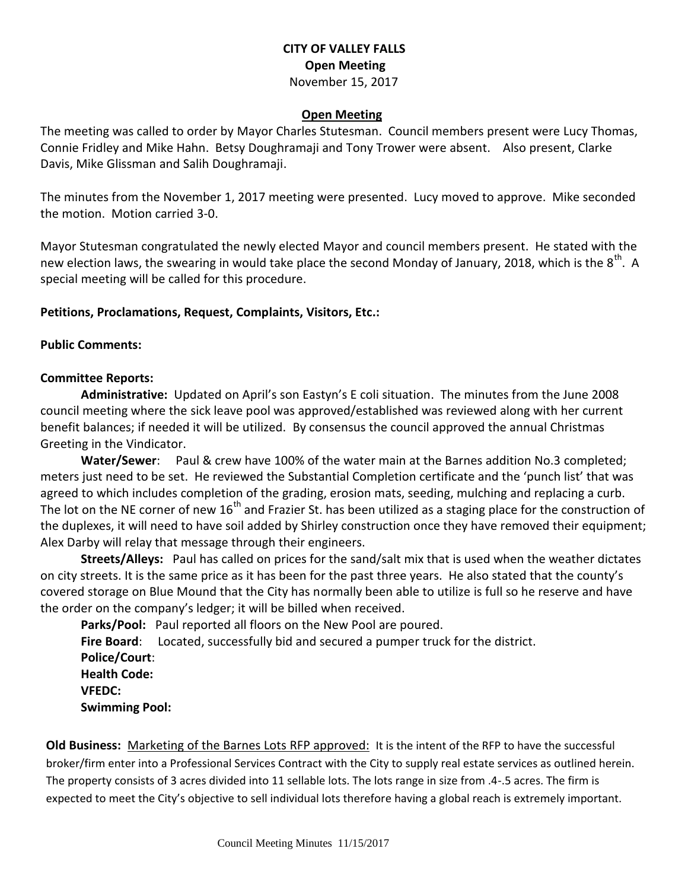# CITY OF VALLEY FALLS

**Open Meeting**

November 15, 2017

## Open Meeting

The meeting was called to order by Mayor Charles Stutesman. Council members present were Lucy Thomas, Connie Fridley and Mike Hahn. Betsy Doughramaji and Tony Trower were absent. Also present, Clarke Davis, Mike Glissman and Salih Doughramaji.

The minutes from the November 1, 2017 meeting were presented. Lucy moved to approve. Mike seconded the motion. Motion carried 3-0.

Mayor Stutesman congratulated the newly elected Mayor and council members present. He stated with the new election laws, the swearing in would take place the second Monday of January, 2018, which is the 8th. A special meeting will be called for this procedure.

**Petitions, Proclamations, Request, Complaints, Visitors, Etc.:**

**Public Comments:**

**Committee Reports:**

**Administrative:** Updated on April's son Eastyn's E coli situation. The minutes from the June 2008 council meeting where the sick leave pool was approved/established was reviewed along with her current benefit balances; if needed it will be utilized. By consensus the council approved the annual Christmas Greeting in the Vindicator.

**Water/Sewer**: Paul & crew have 100% of the water main at the Barnes addition No.3 completed; meters just need to be set. He reviewed the Substantial Completion certificate and the 'punch list' that was agreed to which includes completion of the grading, erosion mats, seeding, mulching and replacing a curb. The lot on the NE corner of new 16th and Frazier St. has been utilized as a staging place for the construction of the duplexes, it will need to have soil added by Shirley construction once they have removed their equipment; Alex Darby will relay that message through their engineers.

**Streets/Alleys:** Paul has called on prices for the sand/salt mix that is used when the weather dictates on city streets. It is the same price as it has been for the past three years. He also stated that the county's covered storage on Blue Mound that the City has normally been able to utilize is full so he reserve and have the order on the company's ledger; it will be billed when received.

**Parks/Pool:** Paul reported all floors on the New Pool are poured.

**Fire Board**: Located, successfully bid and secured a pumper truck for the district.

**Police/Court**:

**Health Code:**

**VFEDC:**

**Swimming Pool:**

**Old Business:** Marketing of the Barnes Lots RFP approved: It is the intent of the RFP to have the successful broker/firm enter into a Professional Services Contract with the City to supply real estate services as outlined herein. The property consists of 3 acres divided into 11 sellable lots. The lots range in size from .4-.5 acres. The firm is expected to meet the City's objective to sell individual lots therefore having a global reach is extremely important.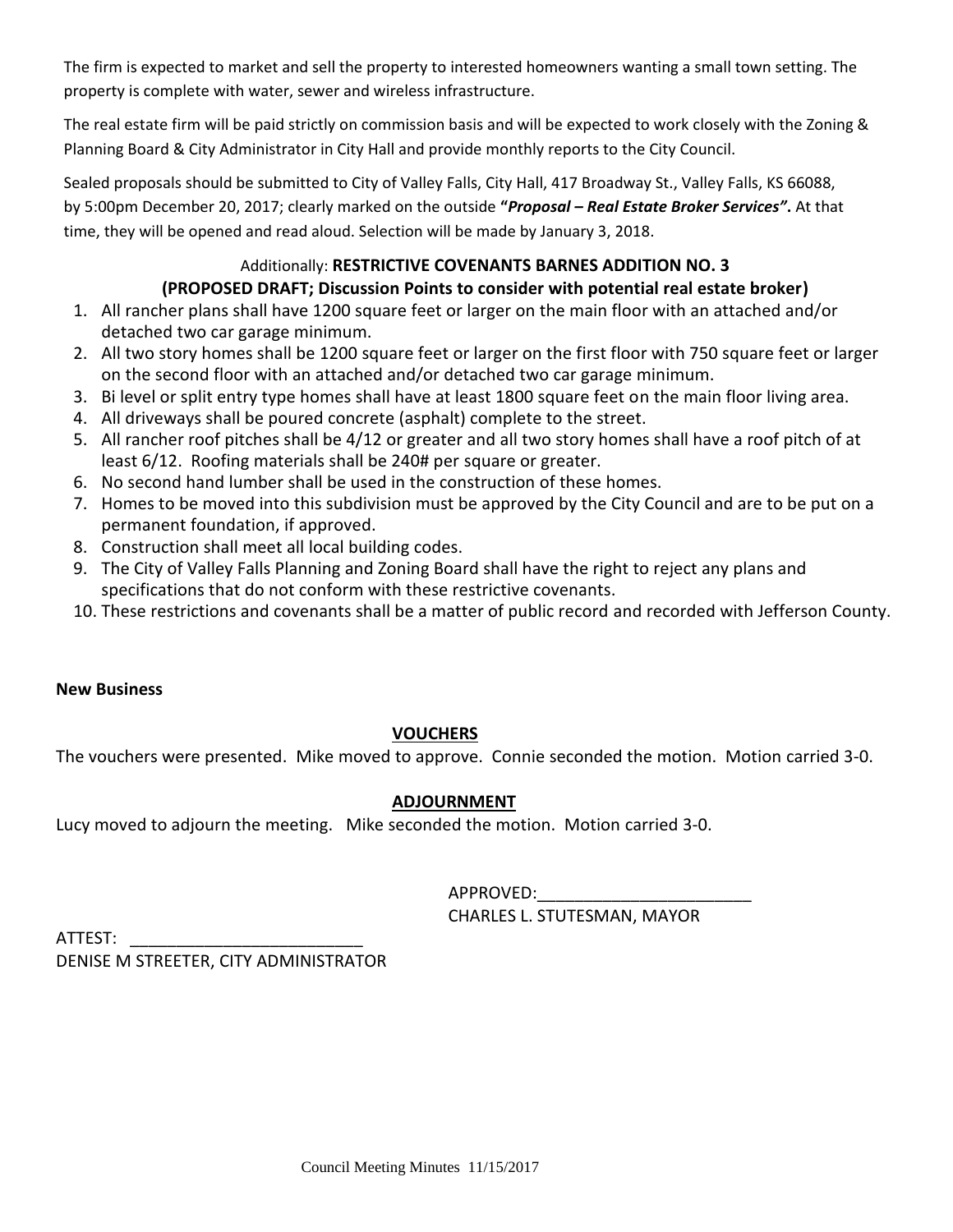The firm is expected to market and sell the property to interested homeowners wanting a small town setting. The property is complete with water, sewer and wireless infrastructure.

The real estate firm will be paid strictly on commission basis and will be expected to work closely with the Zoning & Planning Board & City Administrator in City Hall and provide monthly reports to the City Council.

Sealed proposals should be submitted to City of Valley Falls, City Hall, 417 Broadway St., Valley Falls, KS 66088, by 5:00pm December 20, 2017; clearly marked on the outside **"*Proposal – Real Estate Broker Services*".** At that time, they will be opened and read aloud. Selection will be made by January 3, 2018.

Additionally: **RESTRICTIVE COVENANTS BARNES ADDITION NO. 3**
**(PROPOSED DRAFT; Discussion Points to consider with potential real estate broker)**

1. All rancher plans shall have 1200 square feet or larger on the main floor with an attached and/or detached two car garage minimum.
2. All two story homes shall be 1200 square feet or larger on the first floor with 750 square feet or larger on the second floor with an attached and/or detached two car garage minimum.
3. Bi level or split entry type homes shall have at least 1800 square feet on the main floor living area.
4. All driveways shall be poured concrete (asphalt) complete to the street.
5. All rancher roof pitches shall be 4/12 or greater and all two story homes shall have a roof pitch of at least 6/12. Roofing materials shall be 240# per square or greater.
6. No second hand lumber shall be used in the construction of these homes.
7. Homes to be moved into this subdivision must be approved by the City Council and are to be put on a permanent foundation, if approved.
8. Construction shall meet all local building codes.
9. The City of Valley Falls Planning and Zoning Board shall have the right to reject any plans and specifications that do not conform with these restrictive covenants.
10. These restrictions and covenants shall be a matter of public record and recorded with Jefferson County.

**New Business**

**VOUCHERS**

The vouchers were presented. Mike moved to approve. Connie seconded the motion. Motion carried 3-0.

**ADJOURNMENT**

Lucy moved to adjourn the meeting. Mike seconded the motion. Motion carried 3-0.

APPROVED:_______________________
CHARLES L. STUTESMAN, MAYOR

ATTEST: _________________________
DENISE M STREETER, CITY ADMINISTRATOR